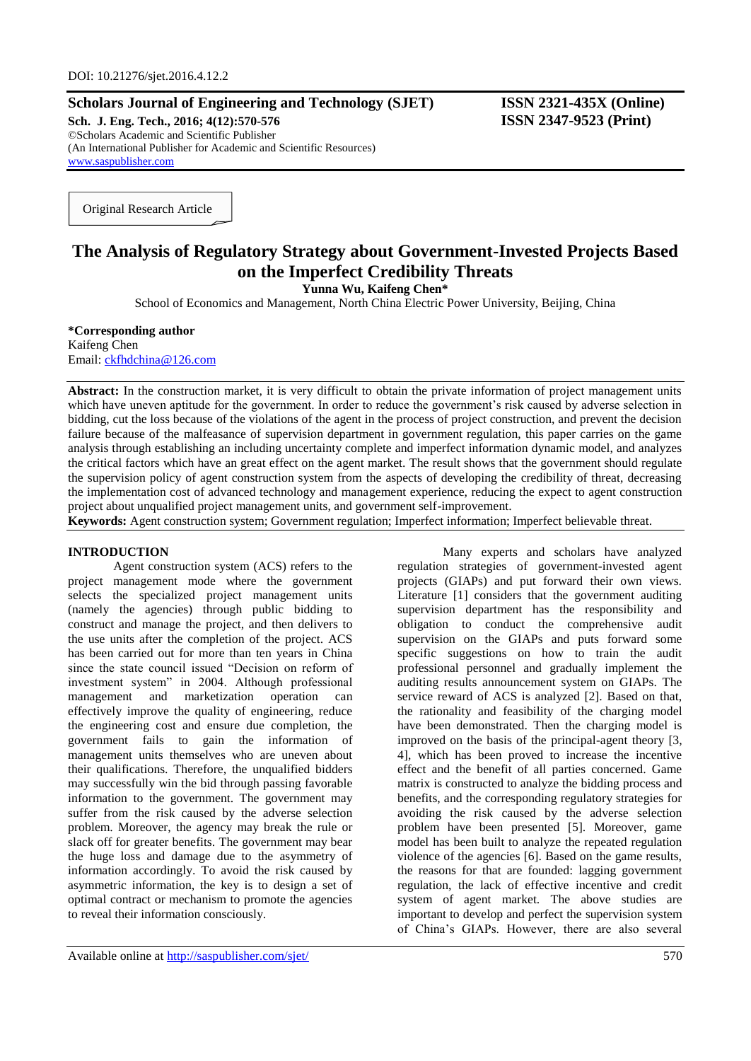DOI: 10.21276/sjet.2016.4.12.2

**Scholars Journal of Engineering and Technology (SJET)** **ISSN 2321-435X (Online)**
**Sch. J. Eng. Tech., 2016; 4(12):570-576** **ISSN 2347-9523 (Print)**
©Scholars Academic and Scientific Publisher
(An International Publisher for Academic and Scientific Resources)
www.saspublisher.com

Original Research Article

# The Analysis of Regulatory Strategy about Government-Invested Projects Based on the Imperfect Credibility Threats

**Yunna Wu, Kaifeng Chen***

School of Economics and Management, North China Electric Power University, Beijing, China

***Corresponding author**
Kaifeng Chen
Email: ckfhdchina@126.com

**Abstract:** In the construction market, it is very difficult to obtain the private information of project management units which have uneven aptitude for the government. In order to reduce the government's risk caused by adverse selection in bidding, cut the loss because of the violations of the agent in the process of project construction, and prevent the decision failure because of the malfeasance of supervision department in government regulation, this paper carries on the game analysis through establishing an including uncertainty complete and imperfect information dynamic model, and analyzes the critical factors which have an great effect on the agent market. The result shows that the government should regulate the supervision policy of agent construction system from the aspects of developing the credibility of threat, decreasing the implementation cost of advanced technology and management experience, reducing the expect to agent construction project about unqualified project management units, and government self-improvement.

**Keywords:** Agent construction system; Government regulation; Imperfect information; Imperfect believable threat.

## INTRODUCTION

Agent construction system (ACS) refers to the project management mode where the government selects the specialized project management units (namely the agencies) through public bidding to construct and manage the project, and then delivers to the use units after the completion of the project. ACS has been carried out for more than ten years in China since the state council issued "Decision on reform of investment system" in 2004. Although professional management and marketization operation can effectively improve the quality of engineering, reduce the engineering cost and ensure due completion, the government fails to gain the information of management units themselves who are uneven about their qualifications. Therefore, the unqualified bidders may successfully win the bid through passing favorable information to the government. The government may suffer from the risk caused by the adverse selection problem. Moreover, the agency may break the rule or slack off for greater benefits. The government may bear the huge loss and damage due to the asymmetry of information accordingly. To avoid the risk caused by asymmetric information, the key is to design a set of optimal contract or mechanism to promote the agencies to reveal their information consciously.

Many experts and scholars have analyzed regulation strategies of government-invested agent projects (GIAPs) and put forward their own views. Literature [1] considers that the government auditing supervision department has the responsibility and obligation to conduct the comprehensive audit supervision on the GIAPs and puts forward some specific suggestions on how to train the audit professional personnel and gradually implement the auditing results announcement system on GIAPs. The service reward of ACS is analyzed [2]. Based on that, the rationality and feasibility of the charging model have been demonstrated. Then the charging model is improved on the basis of the principal-agent theory [3, 4], which has been proved to increase the incentive effect and the benefit of all parties concerned. Game matrix is constructed to analyze the bidding process and benefits, and the corresponding regulatory strategies for avoiding the risk caused by the adverse selection problem have been presented [5]. Moreover, game model has been built to analyze the repeated regulation violence of the agencies [6]. Based on the game results, the reasons for that are founded: lagging government regulation, the lack of effective incentive and credit system of agent market. The above studies are important to develop and perfect the supervision system of China's GIAPs. However, there are also several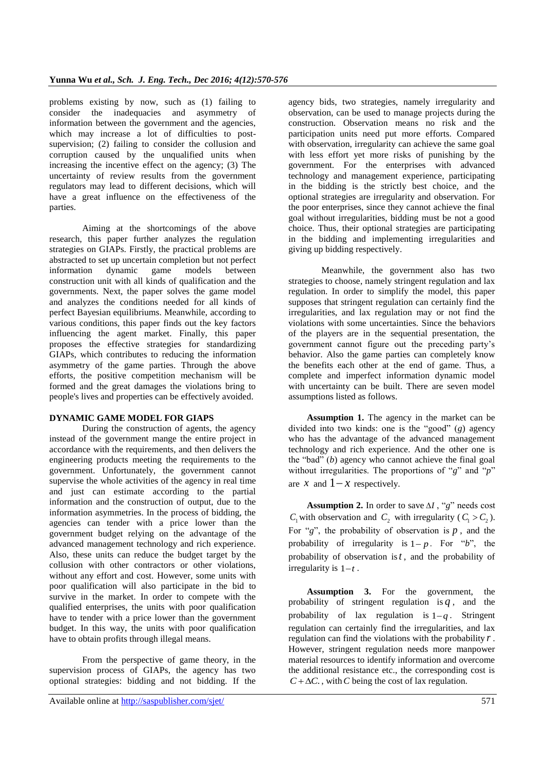problems existing by now, such as (1) failing to consider the inadequacies and asymmetry of information between the government and the agencies, which may increase a lot of difficulties to post-supervision; (2) failing to consider the collusion and corruption caused by the unqualified units when increasing the incentive effect on the agency; (3) The uncertainty of review results from the government regulators may lead to different decisions, which will have a great influence on the effectiveness of the parties.

Aiming at the shortcomings of the above research, this paper further analyzes the regulation strategies on GIAPs. Firstly, the practical problems are abstracted to set up uncertain completion but not perfect information dynamic game models between construction unit with all kinds of qualification and the governments. Next, the paper solves the game model and analyzes the conditions needed for all kinds of perfect Bayesian equilibriums. Meanwhile, according to various conditions, this paper finds out the key factors influencing the agent market. Finally, this paper proposes the effective strategies for standardizing GIAPs, which contributes to reducing the information asymmetry of the game parties. Through the above efforts, the positive competition mechanism will be formed and the great damages the violations bring to people's lives and properties can be effectively avoided.

## DYNAMIC GAME MODEL FOR GIAPS

During the construction of agents, the agency instead of the government mange the entire project in accordance with the requirements, and then delivers the engineering products meeting the requirements to the government. Unfortunately, the government cannot supervise the whole activities of the agency in real time and just can estimate according to the partial information and the construction of output, due to the information asymmetries. In the process of bidding, the agencies can tender with a price lower than the government budget relying on the advantage of the advanced management technology and rich experience. Also, these units can reduce the budget target by the collusion with other contractors or other violations, without any effort and cost. However, some units with poor qualification will also participate in the bid to survive in the market. In order to compete with the qualified enterprises, the units with poor qualification have to tender with a price lower than the government budget. In this way, the units with poor qualification have to obtain profits through illegal means.

From the perspective of game theory, in the supervision process of GIAPs, the agency has two optional strategies: bidding and not bidding. If the agency bids, two strategies, namely irregularity and observation, can be used to manage projects during the construction. Observation means no risk and the participation units need put more efforts. Compared with observation, irregularity can achieve the same goal with less effort yet more risks of punishing by the government. For the enterprises with advanced technology and management experience, participating in the bidding is the strictly best choice, and the optional strategies are irregularity and observation. For the poor enterprises, since they cannot achieve the final goal without irregularities, bidding must be not a good choice. Thus, their optional strategies are participating in the bidding and implementing irregularities and giving up bidding respectively.

Meanwhile, the government also has two strategies to choose, namely stringent regulation and lax regulation. In order to simplify the model, this paper supposes that stringent regulation can certainly find the irregularities, and lax regulation may or not find the violations with some uncertainties. Since the behaviors of the players are in the sequential presentation, the government cannot figure out the preceding party's behavior. Also the game parties can completely know the benefits each other at the end of game. Thus, a complete and imperfect information dynamic model with uncertainty can be built. There are seven model assumptions listed as follows.

**Assumption 1.** The agency in the market can be divided into two kinds: one is the "good" (*g*) agency who has the advantage of the advanced management technology and rich experience. And the other one is the "bad" (*b*) agency who cannot achieve the final goal without irregularities. The proportions of "*g*" and "*p*" are $x$ and $1-x$ respectively.

**Assumption 2.** In order to save $\Delta I$, "*g*" needs cost $C_1$ with observation and $C_2$ with irregularity ($C_1 > C_2$). For "*g*", the probability of observation is $p$, and the probability of irregularity is $1-p$. For "*b*", the probability of observation is $t$, and the probability of irregularity is $1-t$.

**Assumption 3.** For the government, the probability of stringent regulation is $q$, and the probability of lax regulation is $1-q$. Stringent regulation can certainly find the irregularities, and lax regulation can find the violations with the probability $r$. However, stringent regulation needs more manpower material resources to identify information and overcome the additional resistance etc., the corresponding cost is $C+\Delta C$, with $C$ being the cost of lax regulation.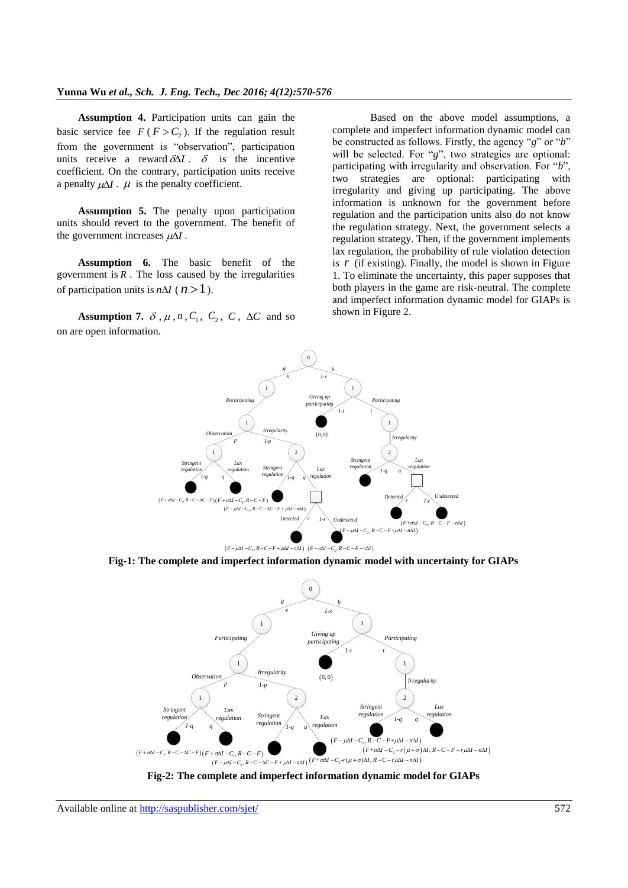**Assumption 4.** Participation units can gain the basic service fee $F$ ($F > C_2$). If the regulation result from the government is "observation", participation units receive a reward $\delta\Delta I$. $\delta$ is the incentive coefficient. On the contrary, participation units receive a penalty $\mu\Delta I$. $\mu$ is the penalty coefficient.

**Assumption 5.** The penalty upon participation units should revert to the government. The benefit of the government increases $\mu\Delta I$.

**Assumption 6.** The basic benefit of the government is $R$. The loss caused by the irregularities of participation units is $n\Delta I$ ($n > 1$).

**Assumption 7.** $\delta$, $\mu$, $n$, $C_1$, $C_2$, $C$, $\Delta C$ and so on are open information.

Based on the above model assumptions, a complete and imperfect information dynamic model can be constructed as follows. Firstly, the agency "$g$" or "$b$" will be selected. For "$g$", two strategies are optional: participating with irregularity and observation. For "$b$", two strategies are optional: participating with irregularity and giving up participating. The above information is unknown for the government before regulation and the participation units also do not know the regulation strategy. Next, the government selects a regulation strategy. Then, if the government implements lax regulation, the probability of rule violation detection is $r$ (if existing). Finally, the model is shown in Figure 1. To eliminate the uncertainty, this paper supposes that both players in the game are risk-neutral. The complete and imperfect information dynamic model for GIAPs is shown in Figure 2.

**Fig-1: The complete and imperfect information dynamic model with uncertainty for GIAPs**

**Fig-2: The complete and imperfect information dynamic model for GIAPs**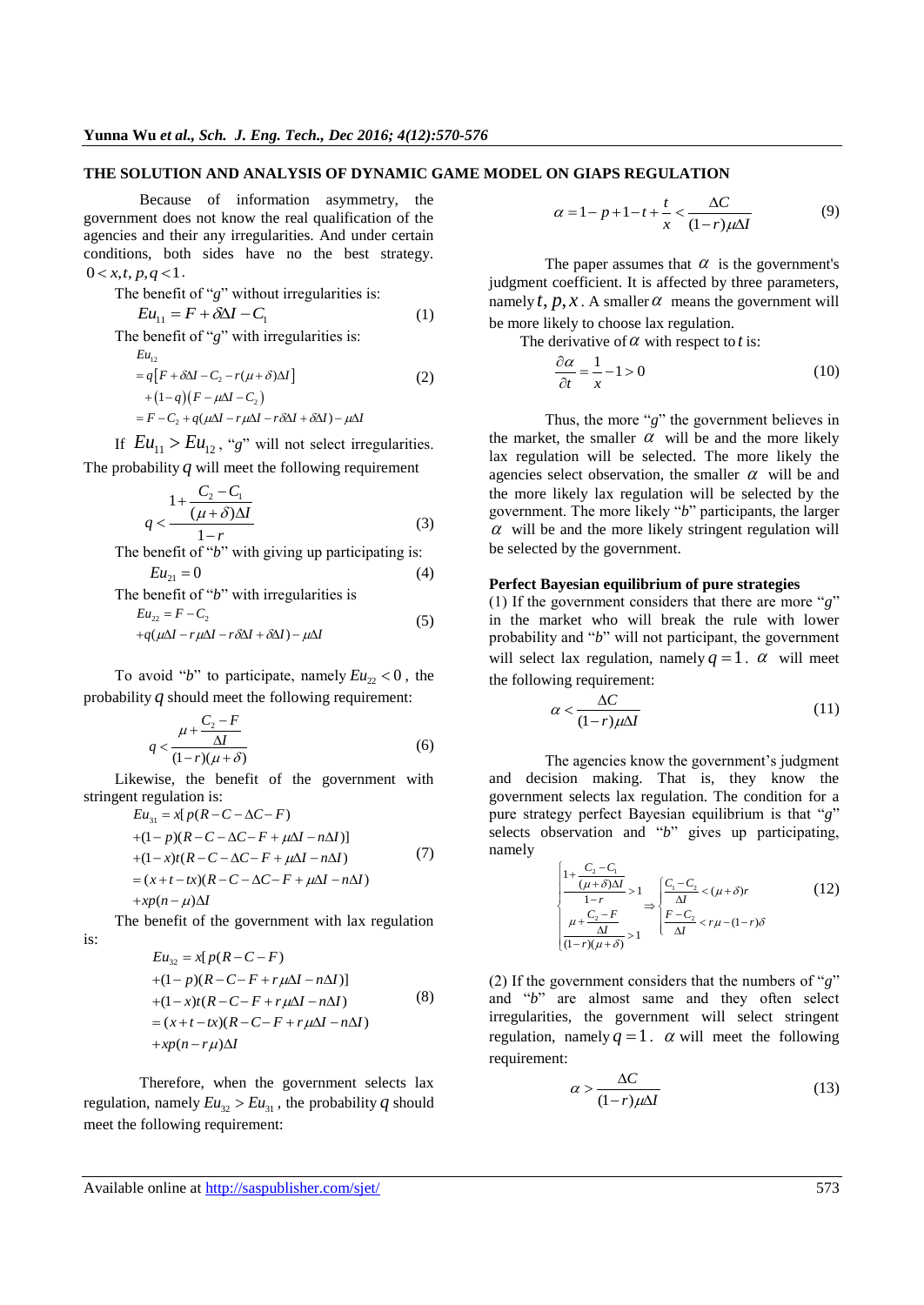## THE SOLUTION AND ANALYSIS OF DYNAMIC GAME MODEL ON GIAPS REGULATION

Because of information asymmetry, the government does not know the real qualification of the agencies and their any irregularities. And under certain conditions, both sides have no the best strategy. $0 < x, t, p, q < 1$.

The benefit of "*g*" without irregularities is:

$$Eu_{11} = F + \delta\Delta I - C_1 \tag{1}$$

The benefit of "*g*" with irregularities is:

$$\begin{aligned} &Eu_{12} \\ &= q\left[F + \delta\Delta I - C_2 - r(\mu+\delta)\Delta I\right] \\ &\quad + (1-q)(F - \mu\Delta I - C_2) \\ &= F - C_2 + q(\mu\Delta I - r\mu\Delta I - r\delta\Delta I + \delta\Delta I) - \mu\Delta I \end{aligned} \tag{2}$$

If $Eu_{11} > Eu_{12}$, "*g*" will not select irregularities. The probability $q$ will meet the following requirement

$$q < \frac{1 + \dfrac{C_2 - C_1}{(\mu+\delta)\Delta I}}{1-r} \tag{3}$$

The benefit of "*b*" with giving up participating is:

$$Eu_{21} = 0 \tag{4}$$

The benefit of "*b*" with irregularities is

$$\begin{aligned} &Eu_{22} = F - C_2 \\ &+ q(\mu\Delta I - r\mu\Delta I - r\delta\Delta I + \delta\Delta I) - \mu\Delta I \end{aligned} \tag{5}$$

To avoid "*b*" to participate, namely $Eu_{22} < 0$, the probability $q$ should meet the following requirement:

$$q < \frac{\mu + \dfrac{C_2 - F}{\Delta I}}{(1-r)(\mu+\delta)} \tag{6}$$

Likewise, the benefit of the government with stringent regulation is:

$$\begin{aligned} &Eu_{31} = x[p(R - C - \Delta C - F) \\ &+ (1-p)(R - C - \Delta C - F + \mu\Delta I - n\Delta I)] \\ &+ (1-x)t(R - C - \Delta C - F + \mu\Delta I - n\Delta I) \\ &= (x + t - tx)(R - C - \Delta C - F + \mu\Delta I - n\Delta I) \\ &+ xp(n - \mu)\Delta I \end{aligned} \tag{7}$$

The benefit of the government with lax regulation is:

$$\begin{aligned} &Eu_{32} = x[p(R - C - F) \\ &+ (1-p)(R - C - F + r\mu\Delta I - n\Delta I)] \\ &+ (1-x)t(R - C - F + r\mu\Delta I - n\Delta I) \\ &= (x + t - tx)(R - C - F + r\mu\Delta I - n\Delta I) \\ &+ xp(n - r\mu)\Delta I \end{aligned} \tag{8}$$

Therefore, when the government selects lax regulation, namely $Eu_{32} > Eu_{31}$, the probability $q$ should meet the following requirement:

$$\alpha = 1 - p + 1 - t + \frac{t}{x} < \frac{\Delta C}{(1-r)\mu\Delta I} \tag{9}$$

The paper assumes that $\alpha$ is the government's judgment coefficient. It is affected by three parameters, namely $t, p, x$. A smaller $\alpha$ means the government will be more likely to choose lax regulation.

The derivative of $\alpha$ with respect to $t$ is:

$$\frac{\partial \alpha}{\partial t} = \frac{1}{x} - 1 > 0 \tag{10}$$

Thus, the more "*g*" the government believes in the market, the smaller $\alpha$ will be and the more likely lax regulation will be selected. The more likely the agencies select observation, the smaller $\alpha$ will be and the more likely lax regulation will be selected by the government. The more likely "*b*" participants, the larger $\alpha$ will be and the more likely stringent regulation will be selected by the government.

### Perfect Bayesian equilibrium of pure strategies

(1) If the government considers that there are more "*g*" in the market who will break the rule with lower probability and "*b*" will not participant, the government will select lax regulation, namely $q = 1$. $\alpha$ will meet the following requirement:

$$\alpha < \frac{\Delta C}{(1-r)\mu\Delta I} \tag{11}$$

The agencies know the government's judgment and decision making. That is, they know the government selects lax regulation. The condition for a pure strategy perfect Bayesian equilibrium is that "*g*" selects observation and "*b*" gives up participating, namely

$$\begin{cases} \dfrac{1 + \dfrac{C_2 - C_1}{(\mu+\delta)\Delta I}}{1-r} > 1 \\ \dfrac{\mu + \dfrac{C_2 - F}{\Delta I}}{(1-r)(\mu+\delta)} > 1 \end{cases} \Rightarrow \begin{cases} \dfrac{C_1 - C_2}{\Delta I} < (\mu+\delta)r \\ \dfrac{F - C_2}{\Delta I} < r\mu - (1-r)\delta \end{cases} \tag{12}$$

(2) If the government considers that the numbers of "*g*" and "*b*" are almost same and they often select irregularities, the government will select stringent regulation, namely $q = 1$. $\alpha$ will meet the following requirement:

$$\alpha > \frac{\Delta C}{(1-r)\mu\Delta I} \tag{13}$$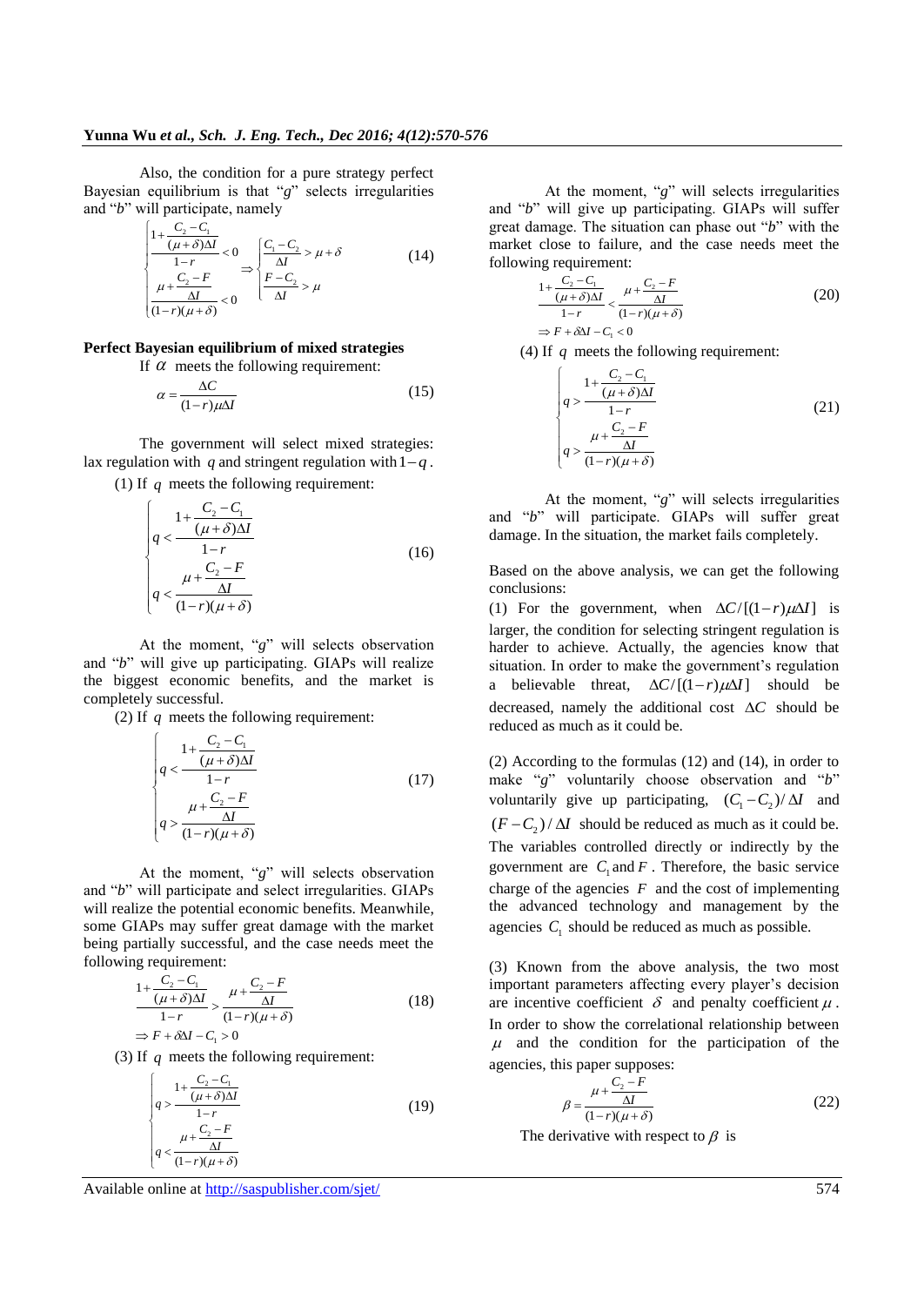Also, the condition for a pure strategy perfect Bayesian equilibrium is that "*g*" selects irregularities and "*b*" will participate, namely

$$\begin{cases} \dfrac{1+\dfrac{C_2-C_1}{(\mu+\delta)\Delta I}}{1-r}<0 \\ \dfrac{\mu+\dfrac{C_2-F}{\Delta I}}{(1-r)(\mu+\delta)}<0 \end{cases} \Rightarrow \begin{cases} \dfrac{C_1-C_2}{\Delta I}>\mu+\delta \\ \dfrac{F-C_2}{\Delta I}>\mu \end{cases} \tag{14}$$

**Perfect Bayesian equilibrium of mixed strategies**

If $\alpha$ meets the following requirement:

$$\alpha=\frac{\Delta C}{(1-r)\mu\Delta I} \tag{15}$$

The government will select mixed strategies: lax regulation with $q$ and stringent regulation with $1-q$.

(1) If $q$ meets the following requirement:

$$\begin{cases} q<\dfrac{1+\dfrac{C_2-C_1}{(\mu+\delta)\Delta I}}{1-r} \\ q<\dfrac{\mu+\dfrac{C_2-F}{\Delta I}}{(1-r)(\mu+\delta)} \end{cases} \tag{16}$$

At the moment, "*g*" will selects observation and "*b*" will give up participating. GIAPs will realize the biggest economic benefits, and the market is completely successful.

(2) If $q$ meets the following requirement:

$$\begin{cases} q<\dfrac{1+\dfrac{C_2-C_1}{(\mu+\delta)\Delta I}}{1-r} \\ q>\dfrac{\mu+\dfrac{C_2-F}{\Delta I}}{(1-r)(\mu+\delta)} \end{cases} \tag{17}$$

At the moment, "*g*" will selects observation and "*b*" will participate and select irregularities. GIAPs will realize the potential economic benefits. Meanwhile, some GIAPs may suffer great damage with the market being partially successful, and the case needs meet the following requirement:

$$\frac{1+\dfrac{C_2-C_1}{(\mu+\delta)\Delta I}}{1-r}>\frac{\mu+\dfrac{C_2-F}{\Delta I}}{(1-r)(\mu+\delta)} \tag{18}$$
$$\Rightarrow F+\delta\Delta I-C_1>0$$

(3) If $q$ meets the following requirement:

$$\begin{cases} q>\dfrac{1+\dfrac{C_2-C_1}{(\mu+\delta)\Delta I}}{1-r} \\ q<\dfrac{\mu+\dfrac{C_2-F}{\Delta I}}{(1-r)(\mu+\delta)} \end{cases} \tag{19}$$

At the moment, "*g*" will selects irregularities and "*b*" will give up participating. GIAPs will suffer great damage. The situation can phase out "*b*" with the market close to failure, and the case needs meet the following requirement:

$$\frac{1+\dfrac{C_2-C_1}{(\mu+\delta)\Delta I}}{1-r}<\frac{\mu+\dfrac{C_2-F}{\Delta I}}{(1-r)(\mu+\delta)} \tag{20}$$
$$\Rightarrow F+\delta\Delta I-C_1<0$$

(4) If $q$ meets the following requirement:

$$\begin{cases} q>\dfrac{1+\dfrac{C_2-C_1}{(\mu+\delta)\Delta I}}{1-r} \\ q>\dfrac{\mu+\dfrac{C_2-F}{\Delta I}}{(1-r)(\mu+\delta)} \end{cases} \tag{21}$$

At the moment, "*g*" will selects irregularities and "*b*" will participate. GIAPs will suffer great damage. In the situation, the market fails completely.

Based on the above analysis, we can get the following conclusions:

(1) For the government, when $\Delta C/[(1-r)\mu\Delta I]$ is larger, the condition for selecting stringent regulation is harder to achieve. Actually, the agencies know that situation. In order to make the government's regulation a believable threat, $\Delta C/[(1-r)\mu\Delta I]$ should be decreased, namely the additional cost $\Delta C$ should be reduced as much as it could be.

(2) According to the formulas (12) and (14), in order to make "*g*" voluntarily choose observation and "*b*" voluntarily give up participating, $(C_1-C_2)/\Delta I$ and $(F-C_2)/\Delta I$ should be reduced as much as it could be. The variables controlled directly or indirectly by the government are $C_1$ and $F$. Therefore, the basic service charge of the agencies $F$ and the cost of implementing the advanced technology and management by the agencies $C_1$ should be reduced as much as possible.

(3) Known from the above analysis, the two most important parameters affecting every player's decision are incentive coefficient $\delta$ and penalty coefficient $\mu$. In order to show the correlational relationship between $\mu$ and the condition for the participation of the agencies, this paper supposes:

$$\beta=\frac{\mu+\dfrac{C_2-F}{\Delta I}}{(1-r)(\mu+\delta)} \tag{22}$$

The derivative with respect to $\beta$ is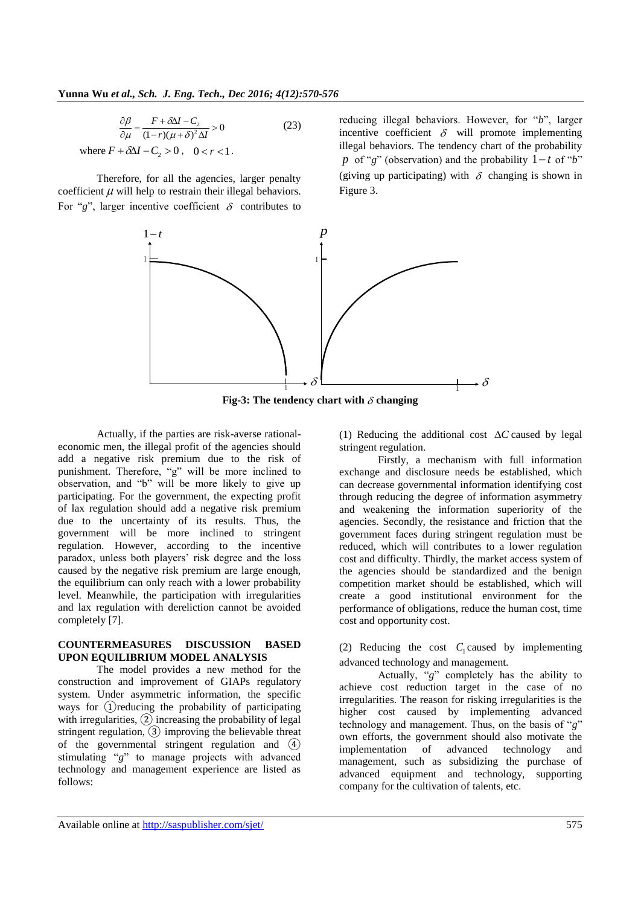$$\frac{\partial \beta}{\partial \mu} = \frac{F + \delta \Delta I - C_2}{(1-r)(\mu+\delta)^2 \Delta I} > 0 \tag{23}$$

where $F + \delta \Delta I - C_2 > 0$, $0 < r < 1$.

Therefore, for all the agencies, larger penalty coefficient $\mu$ will help to restrain their illegal behaviors. For "*g*", larger incentive coefficient $\delta$ contributes to reducing illegal behaviors. However, for "*b*", larger incentive coefficient $\delta$ will promote implementing illegal behaviors. The tendency chart of the probability $p$ of "*g*" (observation) and the probability $1-t$ of "*b*" (giving up participating) with $\delta$ changing is shown in Figure 3.

**Fig-3: The tendency chart with $\delta$ changing**

Actually, if the parties are risk-averse rational-economic men, the illegal profit of the agencies should add a negative risk premium due to the risk of punishment. Therefore, "g" will be more inclined to observation, and "b" will be more likely to give up participating. For the government, the expecting profit of lax regulation should add a negative risk premium due to the uncertainty of its results. Thus, the government will be more inclined to stringent regulation. However, according to the incentive paradox, unless both players' risk degree and the loss caused by the negative risk premium are large enough, the equilibrium can only reach with a lower probability level. Meanwhile, the participation with irregularities and lax regulation with dereliction cannot be avoided completely [7].

## COUNTERMEASURES DISCUSSION BASED UPON EQUILIBRIUM MODEL ANALYSIS

The model provides a new method for the construction and improvement of GIAPs regulatory system. Under asymmetric information, the specific ways for ①reducing the probability of participating with irregularities, ② increasing the probability of legal stringent regulation, ③ improving the believable threat of the governmental stringent regulation and ④ stimulating "*g*" to manage projects with advanced technology and management experience are listed as follows:

(1) Reducing the additional cost $\Delta C$ caused by legal stringent regulation.

Firstly, a mechanism with full information exchange and disclosure needs be established, which can decrease governmental information identifying cost through reducing the degree of information asymmetry and weakening the information superiority of the agencies. Secondly, the resistance and friction that the government faces during stringent regulation must be reduced, which will contributes to a lower regulation cost and difficulty. Thirdly, the market access system of the agencies should be standardized and the benign competition market should be established, which will create a good institutional environment for the performance of obligations, reduce the human cost, time cost and opportunity cost.

(2) Reducing the cost $C_1$ caused by implementing advanced technology and management.

Actually, "*g*" completely has the ability to achieve cost reduction target in the case of no irregularities. The reason for risking irregularities is the higher cost caused by implementing advanced technology and management. Thus, on the basis of "*g*" own efforts, the government should also motivate the implementation of advanced technology and management, such as subsidizing the purchase of advanced equipment and technology, supporting company for the cultivation of talents, etc.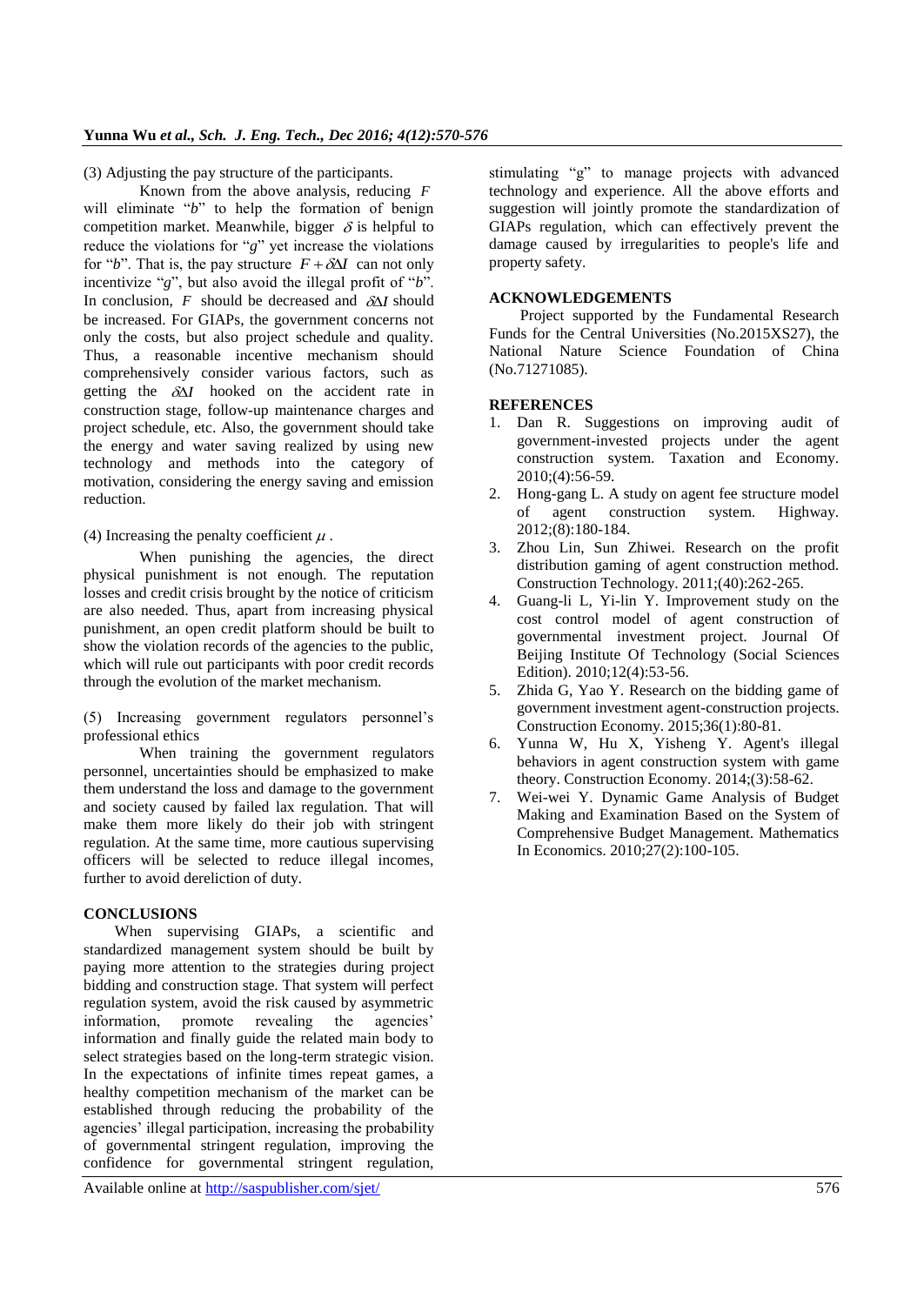(3) Adjusting the pay structure of the participants.

Known from the above analysis, reducing $F$ will eliminate "$b$" to help the formation of benign competition market. Meanwhile, bigger $\delta$ is helpful to reduce the violations for "$g$" yet increase the violations for "$b$". That is, the pay structure $F+\delta\Delta I$ can not only incentivize "$g$", but also avoid the illegal profit of "$b$". In conclusion, $F$ should be decreased and $\delta\Delta I$ should be increased. For GIAPs, the government concerns not only the costs, but also project schedule and quality. Thus, a reasonable incentive mechanism should comprehensively consider various factors, such as getting the $\delta\Delta I$ hooked on the accident rate in construction stage, follow-up maintenance charges and project schedule, etc. Also, the government should take the energy and water saving realized by using new technology and methods into the category of motivation, considering the energy saving and emission reduction.

(4) Increasing the penalty coefficient $\mu$.

When punishing the agencies, the direct physical punishment is not enough. The reputation losses and credit crisis brought by the notice of criticism are also needed. Thus, apart from increasing physical punishment, an open credit platform should be built to show the violation records of the agencies to the public, which will rule out participants with poor credit records through the evolution of the market mechanism.

(5) Increasing government regulators personnel's professional ethics

When training the government regulators personnel, uncertainties should be emphasized to make them understand the loss and damage to the government and society caused by failed lax regulation. That will make them more likely do their job with stringent regulation. At the same time, more cautious supervising officers will be selected to reduce illegal incomes, further to avoid dereliction of duty.

## CONCLUSIONS

When supervising GIAPs, a scientific and standardized management system should be built by paying more attention to the strategies during project bidding and construction stage. That system will perfect regulation system, avoid the risk caused by asymmetric information, promote revealing the agencies' information and finally guide the related main body to select strategies based on the long-term strategic vision. In the expectations of infinite times repeat games, a healthy competition mechanism of the market can be established through reducing the probability of the agencies' illegal participation, increasing the probability of governmental stringent regulation, improving the confidence for governmental stringent regulation, stimulating "g" to manage projects with advanced technology and experience. All the above efforts and suggestion will jointly promote the standardization of GIAPs regulation, which can effectively prevent the damage caused by irregularities to people's life and property safety.

## ACKNOWLEDGEMENTS

Project supported by the Fundamental Research Funds for the Central Universities (No.2015XS27), the National Nature Science Foundation of China (No.71271085).

## REFERENCES

1. Dan R. Suggestions on improving audit of government-invested projects under the agent construction system. Taxation and Economy. 2010;(4):56-59.
2. Hong-gang L. A study on agent fee structure model of agent construction system. Highway. 2012;(8):180-184.
3. Zhou Lin, Sun Zhiwei. Research on the profit distribution gaming of agent construction method. Construction Technology. 2011;(40):262-265.
4. Guang-li L, Yi-lin Y. Improvement study on the cost control model of agent construction of governmental investment project. Journal Of Beijing Institute Of Technology (Social Sciences Edition). 2010;12(4):53-56.
5. Zhida G, Yao Y. Research on the bidding game of government investment agent-construction projects. Construction Economy. 2015;36(1):80-81.
6. Yunna W, Hu X, Yisheng Y. Agent's illegal behaviors in agent construction system with game theory. Construction Economy. 2014;(3):58-62.
7. Wei-wei Y. Dynamic Game Analysis of Budget Making and Examination Based on the System of Comprehensive Budget Management. Mathematics In Economics. 2010;27(2):100-105.